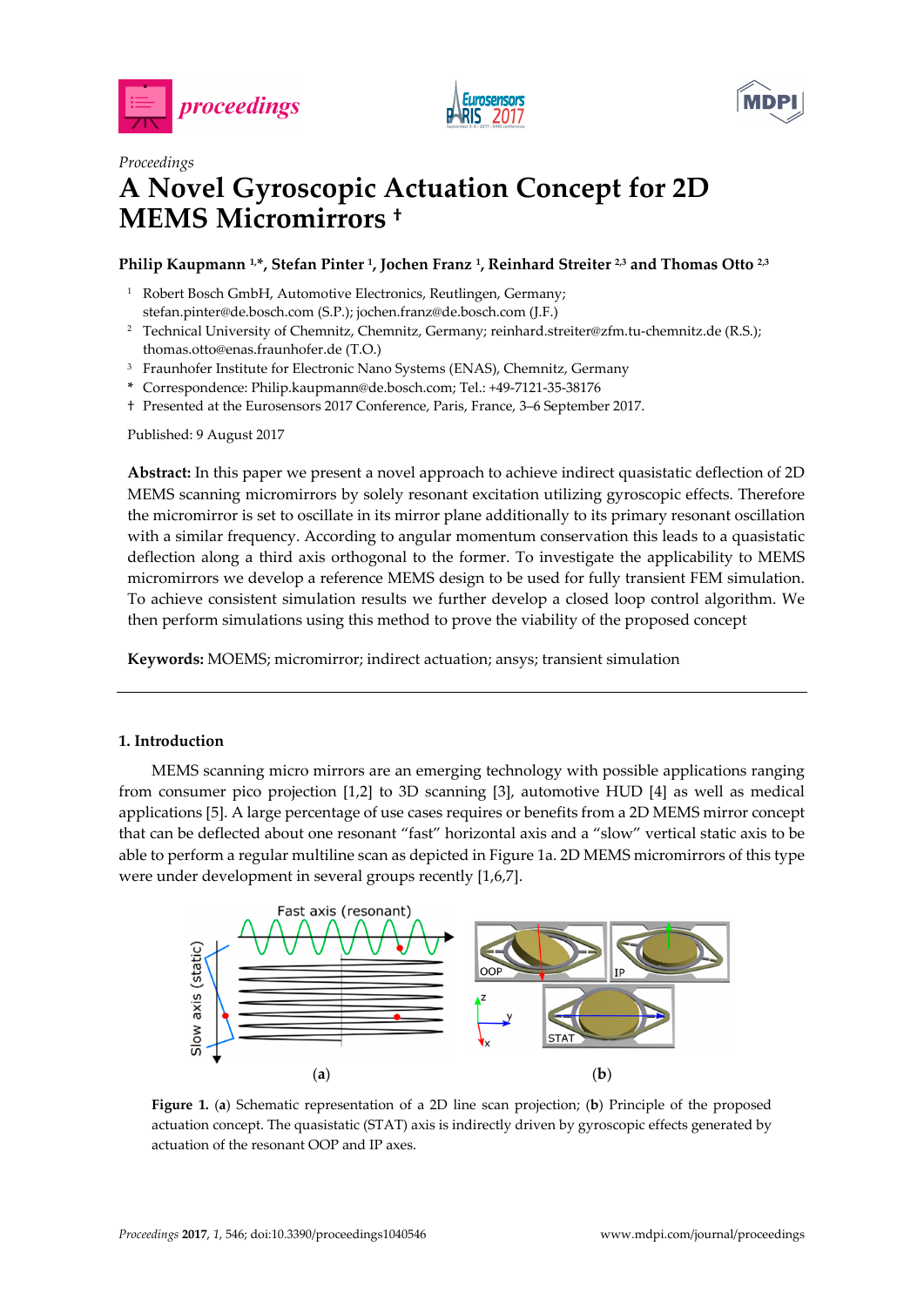*Proceedings*

# A Novel Gyroscopic Actuation Concept for 2D MEMS Micromirrors †

**Philip Kaupmann [1,*], Stefan Pinter [1], Jochen Franz [1], Reinhard Streiter [2,3] and Thomas Otto [2,3]**

1. Robert Bosch GmbH, Automotive Electronics, Reutlingen, Germany; stefan.pinter@de.bosch.com (S.P.); jochen.franz@de.bosch.com (J.F.)
2. Technical University of Chemnitz, Chemnitz, Germany; reinhard.streiter@zfm.tu-chemnitz.de (R.S.); thomas.otto@enas.fraunhofer.de (T.O.)
3. Fraunhofer Institute for Electronic Nano Systems (ENAS), Chemnitz, Germany

\* Correspondence: Philip.kaupmann@de.bosch.com; Tel.: +49-7121-35-38176

† Presented at the Eurosensors 2017 Conference, Paris, France, 3–6 September 2017.

Published: 9 August 2017

**Abstract:** In this paper we present a novel approach to achieve indirect quasistatic deflection of 2D MEMS scanning micromirrors by solely resonant excitation utilizing gyroscopic effects. Therefore the micromirror is set to oscillate in its mirror plane additionally to its primary resonant oscillation with a similar frequency. According to angular momentum conservation this leads to a quasistatic deflection along a third axis orthogonal to the former. To investigate the applicability to MEMS micromirrors we develop a reference MEMS design to be used for fully transient FEM simulation. To achieve consistent simulation results we further develop a closed loop control algorithm. We then perform simulations using this method to prove the viability of the proposed concept

**Keywords:** MOEMS; micromirror; indirect actuation; ansys; transient simulation

## 1. Introduction

MEMS scanning micro mirrors are an emerging technology with possible applications ranging from consumer pico projection [1,2] to 3D scanning [3], automotive HUD [4] as well as medical applications [5]. A large percentage of use cases requires or benefits from a 2D MEMS mirror concept that can be deflected about one resonant "fast" horizontal axis and a "slow" vertical static axis to be able to perform a regular multiline scan as depicted in Figure 1a. 2D MEMS micromirrors of this type were under development in several groups recently [1,6,7].

**Figure 1.** (**a**) Schematic representation of a 2D line scan projection; (**b**) Principle of the proposed actuation concept. The quasistatic (STAT) axis is indirectly driven by gyroscopic effects generated by actuation of the resonant OOP and IP axes.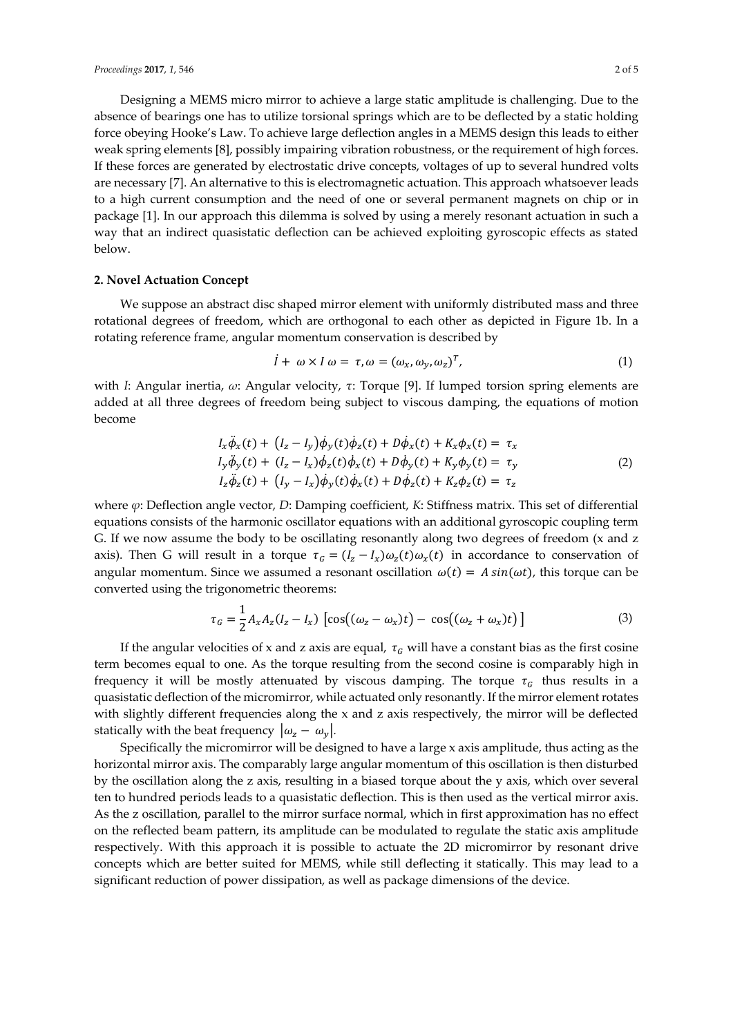Designing a MEMS micro mirror to achieve a large static amplitude is challenging. Due to the absence of bearings one has to utilize torsional springs which are to be deflected by a static holding force obeying Hooke's Law. To achieve large deflection angles in a MEMS design this leads to either weak spring elements [8], possibly impairing vibration robustness, or the requirement of high forces. If these forces are generated by electrostatic drive concepts, voltages of up to several hundred volts are necessary [7]. An alternative to this is electromagnetic actuation. This approach whatsoever leads to a high current consumption and the need of one or several permanent magnets on chip or in package [1]. In our approach this dilemma is solved by using a merely resonant actuation in such a way that an indirect quasistatic deflection can be achieved exploiting gyroscopic effects as stated below.

## 2. Novel Actuation Concept

We suppose an abstract disc shaped mirror element with uniformly distributed mass and three rotational degrees of freedom, which are orthogonal to each other as depicted in Figure 1b. In a rotating reference frame, angular momentum conservation is described by

$$\dot{I} + \omega \times I\,\omega = \tau, \omega = (\omega_x, \omega_y, \omega_z)^T, \tag{1}$$

with *I*: Angular inertia, *ω*: Angular velocity, *τ*: Torque [9]. If lumped torsion spring elements are added at all three degrees of freedom being subject to viscous damping, the equations of motion become

$$\begin{aligned}
I_x\ddot{\phi}_x(t) + (I_z - I_y)\dot{\phi}_y(t)\dot{\phi}_z(t) + D\dot{\phi}_x(t) + K_x\phi_x(t) &= \tau_x \\
I_y\ddot{\phi}_y(t) + (I_z - I_x)\dot{\phi}_z(t)\dot{\phi}_x(t) + D\dot{\phi}_y(t) + K_y\phi_y(t) &= \tau_y \\
I_z\ddot{\phi}_z(t) + (I_y - I_x)\dot{\phi}_y(t)\dot{\phi}_x(t) + D\dot{\phi}_z(t) + K_z\phi_z(t) &= \tau_z
\end{aligned} \tag{2}$$

where *φ*: Deflection angle vector, *D*: Damping coefficient, *K*: Stiffness matrix. This set of differential equations consists of the harmonic oscillator equations with an additional gyroscopic coupling term G. If we now assume the body to be oscillating resonantly along two degrees of freedom (x and z axis). Then G will result in a torque $\tau_G = (I_z - I_x)\omega_z(t)\omega_x(t)$ in accordance to conservation of angular momentum. Since we assumed a resonant oscillation $\omega(t) = A\,sin(\omega t)$, this torque can be converted using the trigonometric theorems:

$$\tau_G = \frac{1}{2}A_x A_z (I_z - I_x)\left[\cos\big((\omega_z - \omega_x)t\big) - \cos\big((\omega_z + \omega_x)t\big)\right] \tag{3}$$

If the angular velocities of x and z axis are equal, $\tau_G$ will have a constant bias as the first cosine term becomes equal to one. As the torque resulting from the second cosine is comparably high in frequency it will be mostly attenuated by viscous damping. The torque $\tau_G$ thus results in a quasistatic deflection of the micromirror, while actuated only resonantly. If the mirror element rotates with slightly different frequencies along the x and z axis respectively, the mirror will be deflected statically with the beat frequency $|\omega_z - \omega_y|$.

Specifically the micromirror will be designed to have a large x axis amplitude, thus acting as the horizontal mirror axis. The comparably large angular momentum of this oscillation is then disturbed by the oscillation along the z axis, resulting in a biased torque about the y axis, which over several ten to hundred periods leads to a quasistatic deflection. This is then used as the vertical mirror axis. As the z oscillation, parallel to the mirror surface normal, which in first approximation has no effect on the reflected beam pattern, its amplitude can be modulated to regulate the static axis amplitude respectively. With this approach it is possible to actuate the 2D micromirror by resonant drive concepts which are better suited for MEMS, while still deflecting it statically. This may lead to a significant reduction of power dissipation, as well as package dimensions of the device.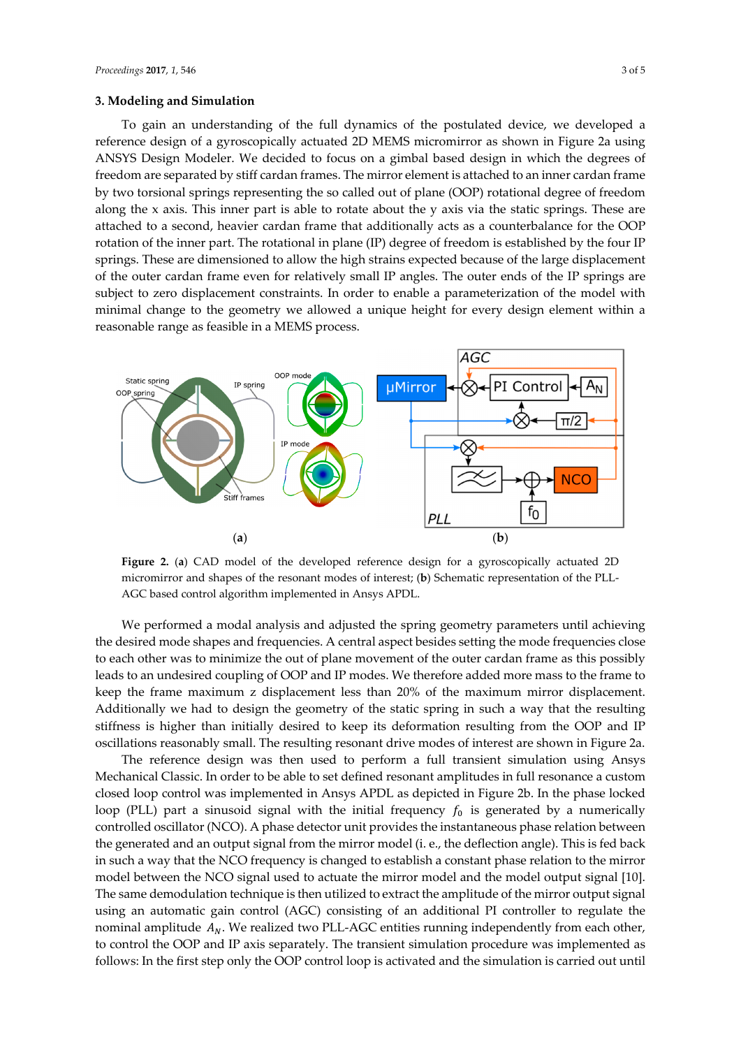## 3. Modeling and Simulation

To gain an understanding of the full dynamics of the postulated device, we developed a reference design of a gyroscopically actuated 2D MEMS micromirror as shown in Figure 2a using ANSYS Design Modeler. We decided to focus on a gimbal based design in which the degrees of freedom are separated by stiff cardan frames. The mirror element is attached to an inner cardan frame by two torsional springs representing the so called out of plane (OOP) rotational degree of freedom along the x axis. This inner part is able to rotate about the y axis via the static springs. These are attached to a second, heavier cardan frame that additionally acts as a counterbalance for the OOP rotation of the inner part. The rotational in plane (IP) degree of freedom is established by the four IP springs. These are dimensioned to allow the high strains expected because of the large displacement of the outer cardan frame even for relatively small IP angles. The outer ends of the IP springs are subject to zero displacement constraints. In order to enable a parameterization of the model with minimal change to the geometry we allowed a unique height for every design element within a reasonable range as feasible in a MEMS process.

**Figure 2.** (**a**) CAD model of the developed reference design for a gyroscopically actuated 2D micromirror and shapes of the resonant modes of interest; (**b**) Schematic representation of the PLL-AGC based control algorithm implemented in Ansys APDL.

We performed a modal analysis and adjusted the spring geometry parameters until achieving the desired mode shapes and frequencies. A central aspect besides setting the mode frequencies close to each other was to minimize the out of plane movement of the outer cardan frame as this possibly leads to an undesired coupling of OOP and IP modes. We therefore added more mass to the frame to keep the frame maximum z displacement less than 20% of the maximum mirror displacement. Additionally we had to design the geometry of the static spring in such a way that the resulting stiffness is higher than initially desired to keep its deformation resulting from the OOP and IP oscillations reasonably small. The resulting resonant drive modes of interest are shown in Figure 2a.

The reference design was then used to perform a full transient simulation using Ansys Mechanical Classic. In order to be able to set defined resonant amplitudes in full resonance a custom closed loop control was implemented in Ansys APDL as depicted in Figure 2b. In the phase locked loop (PLL) part a sinusoid signal with the initial frequency $f_0$ is generated by a numerically controlled oscillator (NCO). A phase detector unit provides the instantaneous phase relation between the generated and an output signal from the mirror model (i. e., the deflection angle). This is fed back in such a way that the NCO frequency is changed to establish a constant phase relation to the mirror model between the NCO signal used to actuate the mirror model and the model output signal [10]. The same demodulation technique is then utilized to extract the amplitude of the mirror output signal using an automatic gain control (AGC) consisting of an additional PI controller to regulate the nominal amplitude $A_N$. We realized two PLL-AGC entities running independently from each other, to control the OOP and IP axis separately. The transient simulation procedure was implemented as follows: In the first step only the OOP control loop is activated and the simulation is carried out until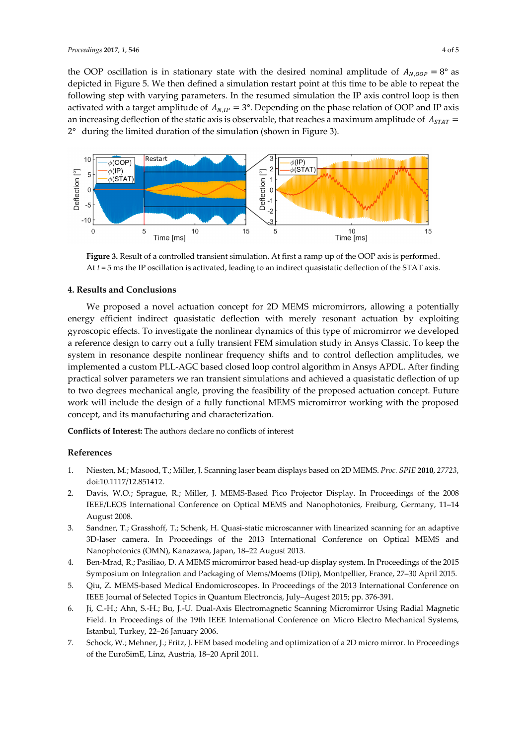the OOP oscillation is in stationary state with the desired nominal amplitude of $A_{N,OOP} = 8°$ as depicted in Figure 5. We then defined a simulation restart point at this time to be able to repeat the following step with varying parameters. In the resumed simulation the IP axis control loop is then activated with a target amplitude of $A_{N,IP} = 3°$. Depending on the phase relation of OOP and IP axis an increasing deflection of the static axis is observable, that reaches a maximum amplitude of $A_{STAT} = 2°$ during the limited duration of the simulation (shown in Figure 3).

**Figure 3.** Result of a controlled transient simulation. At first a ramp up of the OOP axis is performed. At $t = 5$ ms the IP oscillation is activated, leading to an indirect quasistatic deflection of the STAT axis.

## 4. Results and Conclusions

We proposed a novel actuation concept for 2D MEMS micromirrors, allowing a potentially energy efficient indirect quasistatic deflection with merely resonant actuation by exploiting gyroscopic effects. To investigate the nonlinear dynamics of this type of micromirror we developed a reference design to carry out a fully transient FEM simulation study in Ansys Classic. To keep the system in resonance despite nonlinear frequency shifts and to control deflection amplitudes, we implemented a custom PLL-AGC based closed loop control algorithm in Ansys APDL. After finding practical solver parameters we ran transient simulations and achieved a quasistatic deflection of up to two degrees mechanical angle, proving the feasibility of the proposed actuation concept. Future work will include the design of a fully functional MEMS micromirror working with the proposed concept, and its manufacturing and characterization.

**Conflicts of Interest:** The authors declare no conflicts of interest

## References

1. Niesten, M.; Masood, T.; Miller, J. Scanning laser beam displays based on 2D MEMS. *Proc. SPIE* **2010**, *27723*, doi:10.1117/12.851412.
2. Davis, W.O.; Sprague, R.; Miller, J. MEMS-Based Pico Projector Display. In Proceedings of the 2008 IEEE/LEOS International Conference on Optical MEMS and Nanophotonics, Freiburg, Germany, 11–14 August 2008.
3. Sandner, T.; Grasshoff, T.; Schenk, H. Quasi-static microscanner with linearized scanning for an adaptive 3D-laser camera. In Proceedings of the 2013 International Conference on Optical MEMS and Nanophotonics (OMN), Kanazawa, Japan, 18–22 August 2013.
4. Ben-Mrad, R.; Pasiliao, D. A MEMS micromirror based head-up display system. In Proceedings of the 2015 Symposium on Integration and Packaging of Mems/Moems (Dtip), Montpellier, France, 27–30 April 2015.
5. Qiu, Z. MEMS-based Medical Endomicroscopes. In Proceedings of the 2013 International Conference on IEEE Journal of Selected Topics in Quantum Electroncis, July–Augest 2015; pp. 376-391.
6. Ji, C.-H.; Ahn, S.-H.; Bu, J.-U. Dual-Axis Electromagnetic Scanning Micromirror Using Radial Magnetic Field. In Proceedings of the 19th IEEE International Conference on Micro Electro Mechanical Systems, Istanbul, Turkey, 22–26 January 2006.
7. Schock, W.; Mehner, J.; Fritz, J. FEM based modeling and optimization of a 2D micro mirror. In Proceedings of the EuroSimE, Linz, Austria, 18–20 April 2011.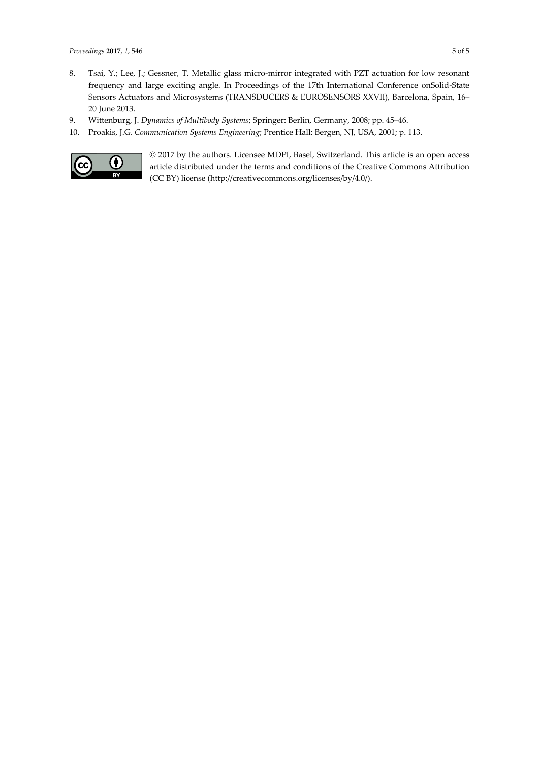8. Tsai, Y.; Lee, J.; Gessner, T. Metallic glass micro-mirror integrated with PZT actuation for low resonant frequency and large exciting angle. In Proceedings of the 17th International Conference onSolid-State Sensors Actuators and Microsystems (TRANSDUCERS & EUROSENSORS XXVII), Barcelona, Spain, 16–20 June 2013.
9. Wittenburg, J. *Dynamics of Multibody Systems*; Springer: Berlin, Germany, 2008; pp. 45–46.
10. Proakis, J.G. *Communication Systems Engineering*; Prentice Hall: Bergen, NJ, USA, 2001; p. 113.

© 2017 by the authors. Licensee MDPI, Basel, Switzerland. This article is an open access article distributed under the terms and conditions of the Creative Commons Attribution (CC BY) license (http://creativecommons.org/licenses/by/4.0/).